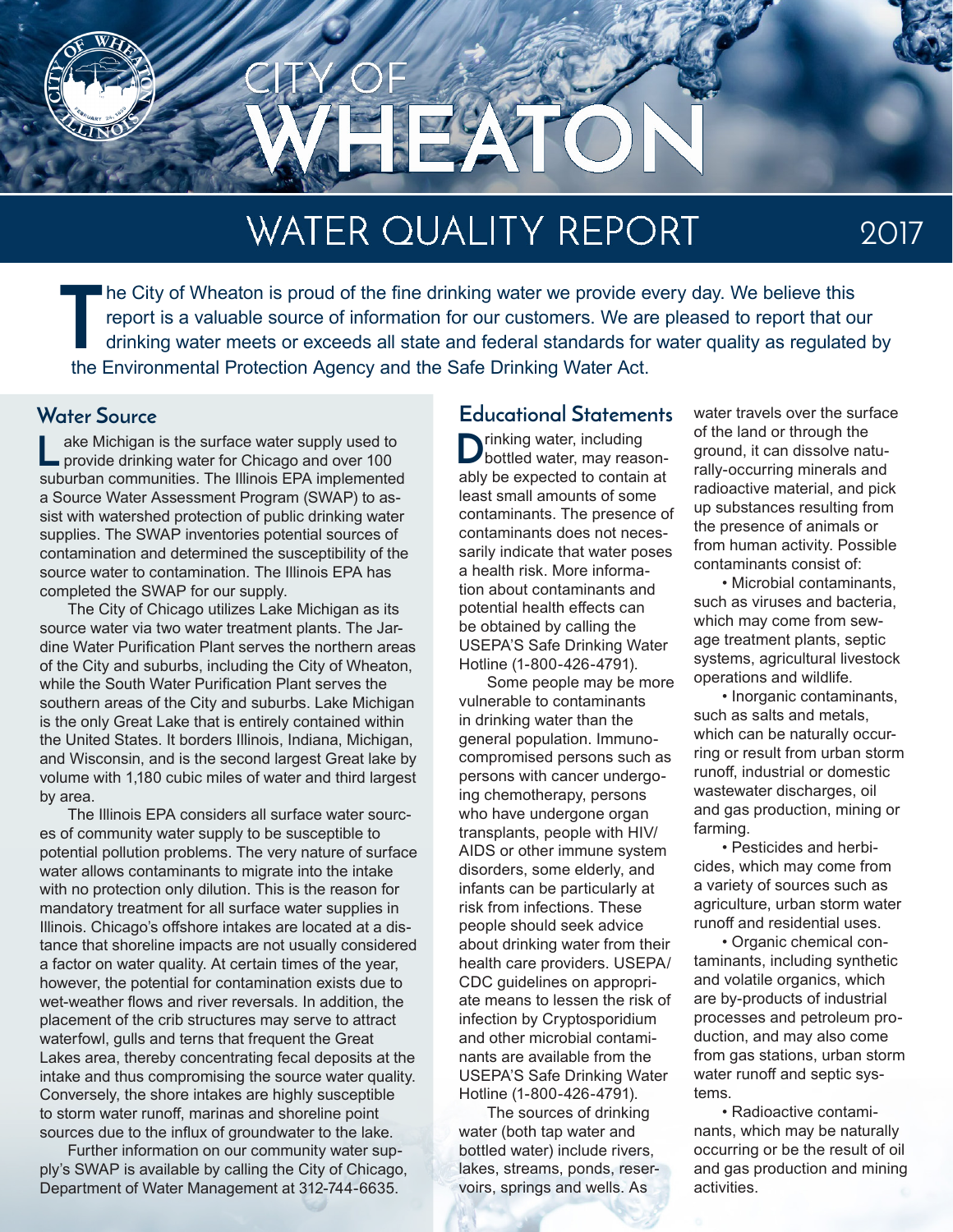# CITY OF WHEATON

## WATER QUALITY REPORT 2017

The City of Wheaton is proud of the fine drinking water we provide every day. We believe this report is a valuable source of information for our customers. We are pleased to report that our drinking water meets or exceeds all state and federal standards for water quality as regulated by the Environmental Protection Agency and the Safe Drinking Water Act.

### Water Source

Lake Michigan is the surface water supply used to provide drinking water for Chicago and over 100 suburban communities. The Illinois EPA implemented a Source Water Assessment Program (SWAP) to assist with watershed protection of public drinking water supplies. The SWAP inventories potential sources of contamination and determined the susceptibility of the source water to contamination. The Illinois EPA has completed the SWAP for our supply.

The City of Chicago utilizes Lake Michigan as its source water via two water treatment plants. The Jardine Water Purification Plant serves the northern areas of the City and suburbs, including the City of Wheaton, while the South Water Purification Plant serves the southern areas of the City and suburbs. Lake Michigan is the only Great Lake that is entirely contained within the United States. It borders Illinois, Indiana, Michigan, and Wisconsin, and is the second largest Great lake by volume with 1,180 cubic miles of water and third largest by area.

The Illinois EPA considers all surface water sources of community water supply to be susceptible to potential pollution problems. The very nature of surface water allows contaminants to migrate into the intake with no protection only dilution. This is the reason for mandatory treatment for all surface water supplies in Illinois. Chicago's offshore intakes are located at a distance that shoreline impacts are not usually considered a factor on water quality. At certain times of the year, however, the potential for contamination exists due to wet-weather flows and river reversals. In addition, the placement of the crib structures may serve to attract waterfowl, gulls and terns that frequent the Great Lakes area, thereby concentrating fecal deposits at the intake and thus compromising the source water quality. Conversely, the shore intakes are highly susceptible to storm water runoff, marinas and shoreline point sources due to the influx of groundwater to the lake.

Further information on our community water supply's SWAP is available by calling the City of Chicago, Department of Water Management at 312-744-6635.

### Educational Statements

Drinking water, including bottled water, may reasonably be expected to contain at least small amounts of some contaminants. The presence of contaminants does not necessarily indicate that water poses a health risk. More information about contaminants and potential health effects can be obtained by calling the USEPA'S Safe Drinking Water Hotline (1-800-426-4791).

Some people may be more vulnerable to contaminants in drinking water than the general population. Immuno-compromised persons such as persons with cancer undergoing chemotherapy, persons who have undergone organ transplants, people with HIV/AIDS or other immune system disorders, some elderly, and infants can be particularly at risk from infections. These people should seek advice about drinking water from their health care providers. USEPA/CDC guidelines on appropriate means to lessen the risk of infection by Cryptosporidium and other microbial contaminants are available from the USEPA'S Safe Drinking Water Hotline (1-800-426-4791).

The sources of drinking water (both tap water and bottled water) include rivers, lakes, streams, ponds, reservoirs, springs and wells. As water travels over the surface of the land or through the ground, it can dissolve naturally-occurring minerals and radioactive material, and pick up substances resulting from the presence of animals or from human activity. Possible contaminants consist of:

- Microbial contaminants, such as viruses and bacteria, which may come from sewage treatment plants, septic systems, agricultural livestock operations and wildlife.
- Inorganic contaminants, such as salts and metals, which can be naturally occurring or result from urban storm runoff, industrial or domestic wastewater discharges, oil and gas production, mining or farming.
- Pesticides and herbicides, which may come from a variety of sources such as agriculture, urban storm water runoff and residential uses.
- Organic chemical contaminants, including synthetic and volatile organics, which are by-products of industrial processes and petroleum production, and may also come from gas stations, urban storm water runoff and septic systems.
- Radioactive contaminants, which may be naturally occurring or be the result of oil and gas production and mining activities.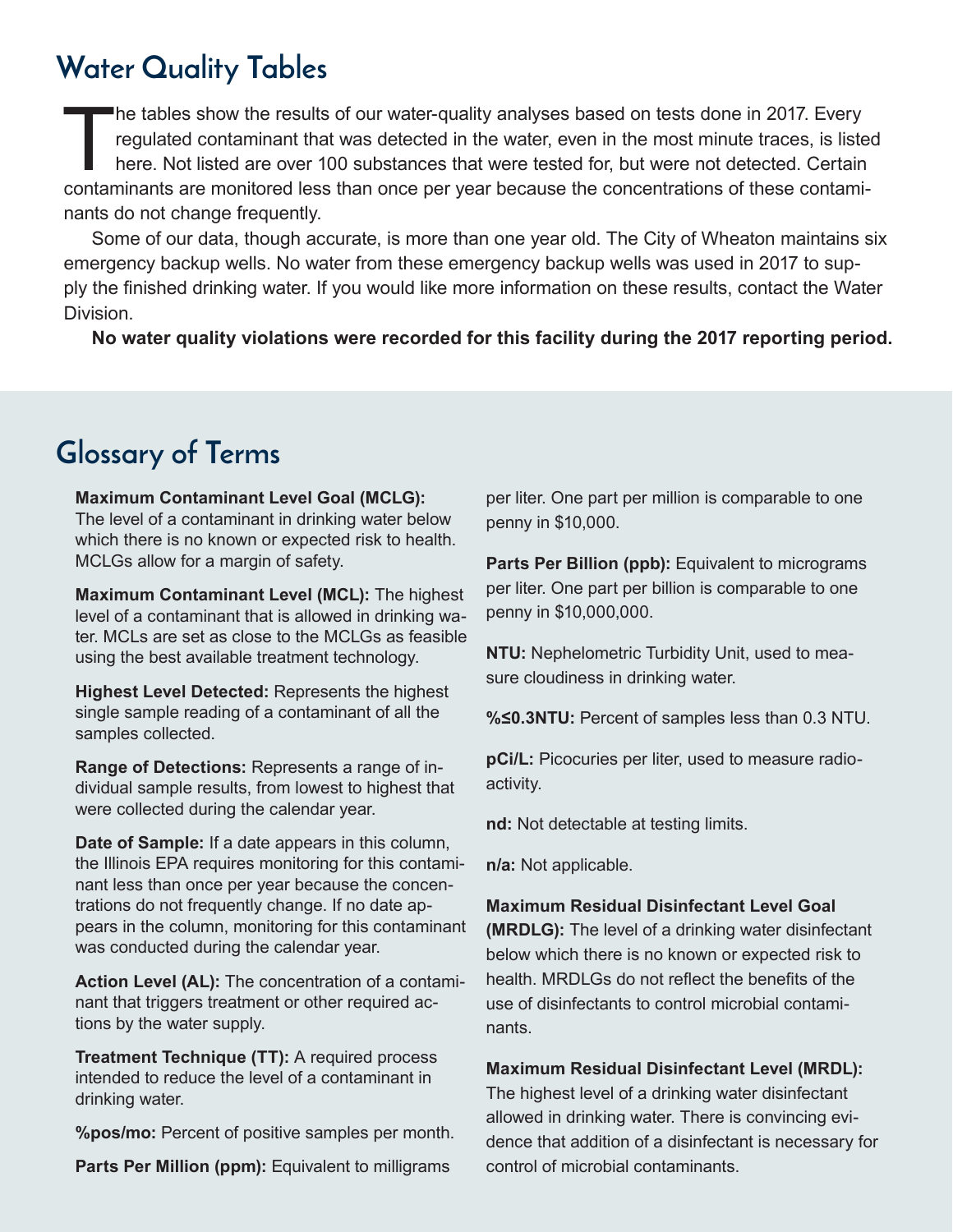## Water Quality Tables

The tables show the results of our water-quality analyses based on tests done in 2017. Every regulated contaminant that was detected in the water, even in the most minute traces, is listed here. Not listed are over 100 substances that were tested for, but were not detected. Certain contaminants are monitored less than once per year because the concentrations of these contaminants do not change frequently.

Some of our data, though accurate, is more than one year old. The City of Wheaton maintains six emergency backup wells. No water from these emergency backup wells was used in 2017 to supply the finished drinking water. If you would like more information on these results, contact the Water Division.

**No water quality violations were recorded for this facility during the 2017 reporting period.**

## Glossary of Terms

**Maximum Contaminant Level Goal (MCLG):** The level of a contaminant in drinking water below which there is no known or expected risk to health. MCLGs allow for a margin of safety.

**Maximum Contaminant Level (MCL):** The highest level of a contaminant that is allowed in drinking water. MCLs are set as close to the MCLGs as feasible using the best available treatment technology.

**Highest Level Detected:** Represents the highest single sample reading of a contaminant of all the samples collected.

**Range of Detections:** Represents a range of individual sample results, from lowest to highest that were collected during the calendar year.

**Date of Sample:** If a date appears in this column, the Illinois EPA requires monitoring for this contaminant less than once per year because the concentrations do not frequently change. If no date appears in the column, monitoring for this contaminant was conducted during the calendar year.

**Action Level (AL):** The concentration of a contaminant that triggers treatment or other required actions by the water supply.

**Treatment Technique (TT):** A required process intended to reduce the level of a contaminant in drinking water.

**%pos/mo:** Percent of positive samples per month.

**Parts Per Million (ppm):** Equivalent to milligrams per liter. One part per million is comparable to one penny in $10,000.

**Parts Per Billion (ppb):** Equivalent to micrograms per liter. One part per billion is comparable to one penny in $10,000,000.

**NTU:** Nephelometric Turbidity Unit, used to measure cloudiness in drinking water.

**%≤0.3NTU:** Percent of samples less than 0.3 NTU.

**pCi/L:** Picocuries per liter, used to measure radioactivity.

**nd:** Not detectable at testing limits.

**n/a:** Not applicable.

**Maximum Residual Disinfectant Level Goal (MRDLG):** The level of a drinking water disinfectant below which there is no known or expected risk to health. MRDLGs do not reflect the benefits of the use of disinfectants to control microbial contaminants.

**Maximum Residual Disinfectant Level (MRDL):** The highest level of a drinking water disinfectant allowed in drinking water. There is convincing evidence that addition of a disinfectant is necessary for control of microbial contaminants.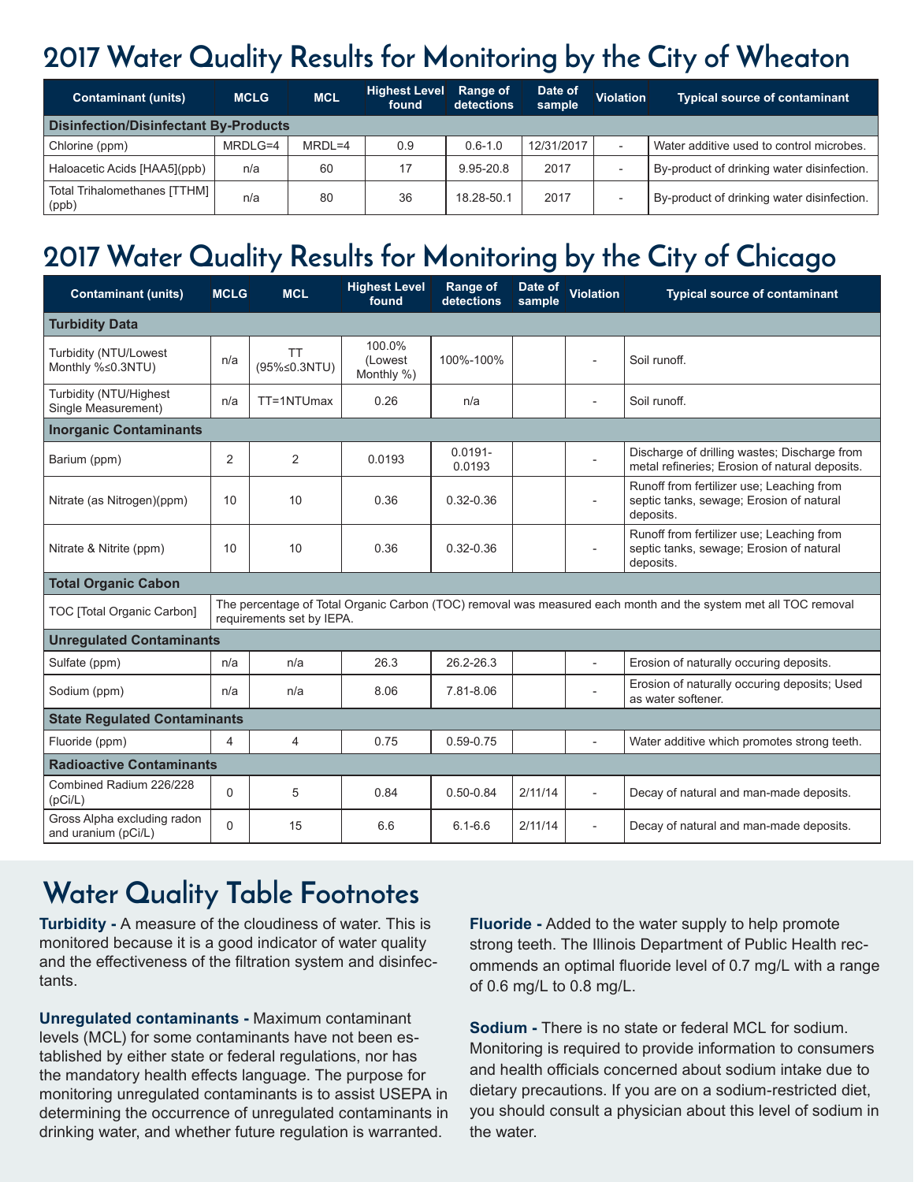# 2017 Water Quality Results for Monitoring by the City of Wheaton

| Contaminant (units) | MCLG | MCL | Highest Level found | Range of detections | Date of sample | Violation | Typical source of contaminant |
|---|---|---|---|---|---|---|---|
| **Disinfection/Disinfectant By-Products** | | | | | | | |
| Chlorine (ppm) | MRDLG=4 | MRDL=4 | 0.9 | 0.6-1.0 | 12/31/2017 | - | Water additive used to control microbes. |
| Haloacetic Acids [HAA5](ppb) | n/a | 60 | 17 | 9.95-20.8 | 2017 | - | By-product of drinking water disinfection. |
| Total Trihalomethanes [TTHM] (ppb) | n/a | 80 | 36 | 18.28-50.1 | 2017 | - | By-product of drinking water disinfection. |

# 2017 Water Quality Results for Monitoring by the City of Chicago

| Contaminant (units) | MCLG | MCL | Highest Level found | Range of detections | Date of sample | Violation | Typical source of contaminant |
|---|---|---|---|---|---|---|---|
| **Turbidity Data** | | | | | | | |
| Turbidity (NTU/Lowest Monthly %≤0.3NTU) | n/a | TT (95%≤0.3NTU) | 100.0% (Lowest Monthly %) | 100%-100% | | - | Soil runoff. |
| Turbidity (NTU/Highest Single Measurement) | n/a | TT=1NTUmax | 0.26 | n/a | | - | Soil runoff. |
| **Inorganic Contaminants** | | | | | | | |
| Barium (ppm) | 2 | 2 | 0.0193 | 0.0191-0.0193 | | - | Discharge of drilling wastes; Discharge from metal refineries; Erosion of natural deposits. |
| Nitrate (as Nitrogen)(ppm) | 10 | 10 | 0.36 | 0.32-0.36 | | - | Runoff from fertilizer use; Leaching from septic tanks, sewage; Erosion of natural deposits. |
| Nitrate & Nitrite (ppm) | 10 | 10 | 0.36 | 0.32-0.36 | | - | Runoff from fertilizer use; Leaching from septic tanks, sewage; Erosion of natural deposits. |
| **Total Organic Cabon** | | | | | | | |
| TOC [Total Organic Carbon] | The percentage of Total Organic Carbon (TOC) removal was measured each month and the system met all TOC removal requirements set by IEPA. | | | | | | |
| **Unregulated Contaminants** | | | | | | | |
| Sulfate (ppm) | n/a | n/a | 26.3 | 26.2-26.3 | | - | Erosion of naturally occuring deposits. |
| Sodium (ppm) | n/a | n/a | 8.06 | 7.81-8.06 | | - | Erosion of naturally occuring deposits; Used as water softener. |
| **State Regulated Contaminants** | | | | | | | |
| Fluoride (ppm) | 4 | 4 | 0.75 | 0.59-0.75 | | - | Water additive which promotes strong teeth. |
| **Radioactive Contaminants** | | | | | | | |
| Combined Radium 226/228 (pCi/L) | 0 | 5 | 0.84 | 0.50-0.84 | 2/11/14 | - | Decay of natural and man-made deposits. |
| Gross Alpha excluding radon and uranium (pCi/L) | 0 | 15 | 6.6 | 6.1-6.6 | 2/11/14 | - | Decay of natural and man-made deposits. |

# Water Quality Table Footnotes

**Turbidity -** A measure of the cloudiness of water. This is monitored because it is a good indicator of water quality and the effectiveness of the filtration system and disinfectants.

**Unregulated contaminants -** Maximum contaminant levels (MCL) for some contaminants have not been established by either state or federal regulations, nor has the mandatory health effects language. The purpose for monitoring unregulated contaminants is to assist USEPA in determining the occurrence of unregulated contaminants in drinking water, and whether future regulation is warranted.

**Fluoride -** Added to the water supply to help promote strong teeth. The Illinois Department of Public Health recommends an optimal fluoride level of 0.7 mg/L with a range of 0.6 mg/L to 0.8 mg/L.

**Sodium -** There is no state or federal MCL for sodium. Monitoring is required to provide information to consumers and health officials concerned about sodium intake due to dietary precautions. If you are on a sodium-restricted diet, you should consult a physician about this level of sodium in the water.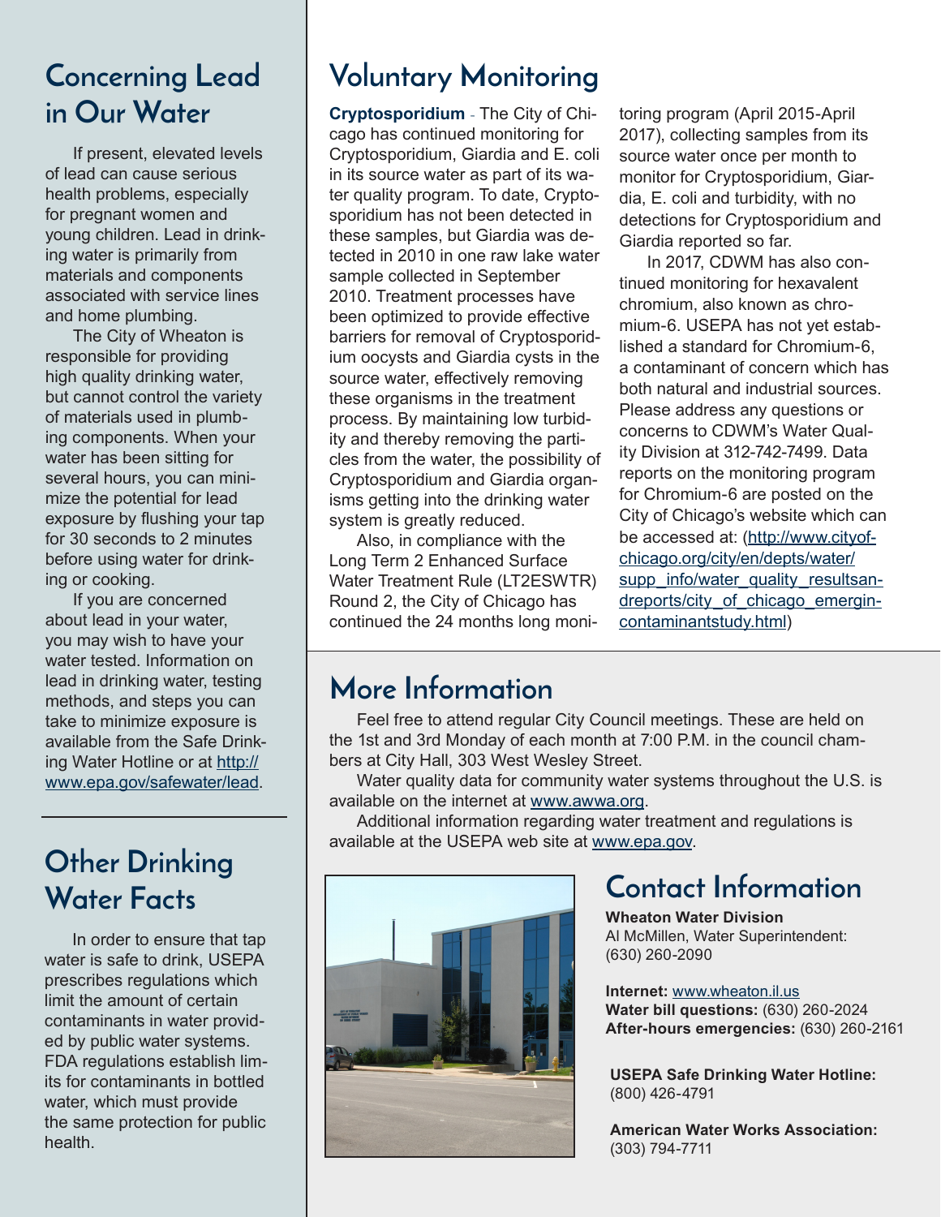## Concerning Lead in Our Water

If present, elevated levels of lead can cause serious health problems, especially for pregnant women and young children. Lead in drinking water is primarily from materials and components associated with service lines and home plumbing.

The City of Wheaton is responsible for providing high quality drinking water, but cannot control the variety of materials used in plumbing components. When your water has been sitting for several hours, you can minimize the potential for lead exposure by flushing your tap for 30 seconds to 2 minutes before using water for drinking or cooking.

If you are concerned about lead in your water, you may wish to have your water tested. Information on lead in drinking water, testing methods, and steps you can take to minimize exposure is available from the Safe Drinking Water Hotline or at http://www.epa.gov/safewater/lead.

## Other Drinking Water Facts

In order to ensure that tap water is safe to drink, USEPA prescribes regulations which limit the amount of certain contaminants in water provided by public water systems. FDA regulations establish limits for contaminants in bottled water, which must provide the same protection for public health.

## Voluntary Monitoring

**Cryptosporidium** - The City of Chicago has continued monitoring for Cryptosporidium, Giardia and E. coli in its source water as part of its water quality program. To date, Cryptosporidium has not been detected in these samples, but Giardia was detected in 2010 in one raw lake water sample collected in September 2010. Treatment processes have been optimized to provide effective barriers for removal of Cryptosporidium oocysts and Giardia cysts in the source water, effectively removing these organisms in the treatment process. By maintaining low turbidity and thereby removing the particles from the water, the possibility of Cryptosporidium and Giardia organisms getting into the drinking water system is greatly reduced.

Also, in compliance with the Long Term 2 Enhanced Surface Water Treatment Rule (LT2ESWTR) Round 2, the City of Chicago has continued the 24 months long monitoring program (April 2015-April 2017), collecting samples from its source water once per month to monitor for Cryptosporidium, Giardia, E. coli and turbidity, with no detections for Cryptosporidium and Giardia reported so far.

In 2017, CDWM has also continued monitoring for hexavalent chromium, also known as chromium-6. USEPA has not yet established a standard for Chromium-6, a contaminant of concern which has both natural and industrial sources. Please address any questions or concerns to CDWM's Water Quality Division at 312-742-7499. Data reports on the monitoring program for Chromium-6 are posted on the City of Chicago's website which can be accessed at: (http://www.cityofchicago.org/city/en/depts/water/supp_info/water_quality_resultsandreports/city_of_chicago_emergincontaminantstudy.html)

## More Information

Feel free to attend regular City Council meetings. These are held on the 1st and 3rd Monday of each month at 7:00 P.M. in the council chambers at City Hall, 303 West Wesley Street.

Water quality data for community water systems throughout the U.S. is available on the internet at www.awwa.org.

Additional information regarding water treatment and regulations is available at the USEPA web site at www.epa.gov.

## Contact Information

**Wheaton Water Division**
Al McMillen, Water Superintendent:
(630) 260-2090

**Internet:** www.wheaton.il.us
**Water bill questions:** (630) 260-2024
**After-hours emergencies:** (630) 260-2161

**USEPA Safe Drinking Water Hotline:**
(800) 426-4791

**American Water Works Association:**
(303) 794-7711